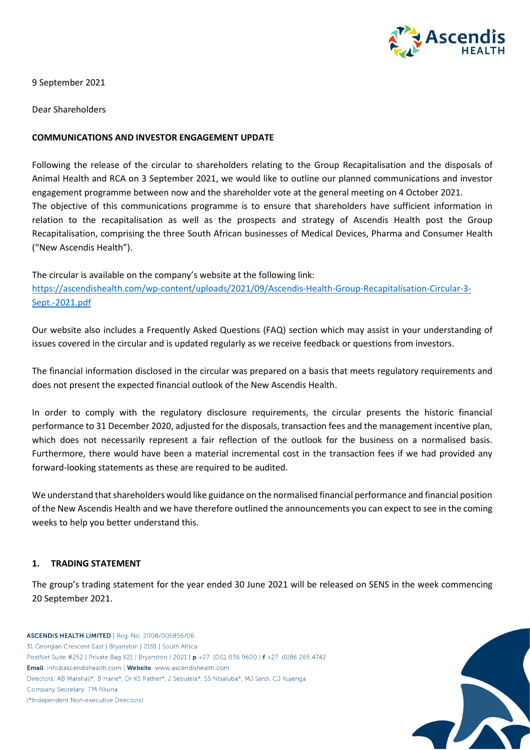9 September 2021

Dear Shareholders

**COMMUNICATIONS AND INVESTOR ENGAGEMENT UPDATE**

Following the release of the circular to shareholders relating to the Group Recapitalisation and the disposals of Animal Health and RCA on 3 September 2021, we would like to outline our planned communications and investor engagement programme between now and the shareholder vote at the general meeting on 4 October 2021.

The objective of this communications programme is to ensure that shareholders have sufficient information in relation to the recapitalisation as well as the prospects and strategy of Ascendis Health post the Group Recapitalisation, comprising the three South African businesses of Medical Devices, Pharma and Consumer Health ("New Ascendis Health").

The circular is available on the company's website at the following link:
[https://ascendishealth.com/wp-content/uploads/2021/09/Ascendis-Health-Group-Recapitalisation-Circular-3-Sept.-2021.pdf](https://ascendishealth.com/wp-content/uploads/2021/09/Ascendis-Health-Group-Recapitalisation-Circular-3-Sept.-2021.pdf)

Our website also includes a Frequently Asked Questions (FAQ) section which may assist in your understanding of issues covered in the circular and is updated regularly as we receive feedback or questions from investors.

The financial information disclosed in the circular was prepared on a basis that meets regulatory requirements and does not present the expected financial outlook of the New Ascendis Health.

In order to comply with the regulatory disclosure requirements, the circular presents the historic financial performance to 31 December 2020, adjusted for the disposals, transaction fees and the management incentive plan, which does not necessarily represent a fair reflection of the outlook for the business on a normalised basis. Furthermore, there would have been a material incremental cost in the transaction fees if we had provided any forward-looking statements as these are required to be audited.

We understand that shareholders would like guidance on the normalised financial performance and financial position of the New Ascendis Health and we have therefore outlined the announcements you can expect to see in the coming weeks to help you better understand this.

## 1. TRADING STATEMENT

The group's trading statement for the year ended 30 June 2021 will be released on SENS in the week commencing 20 September 2021.

**ASCENDIS HEALTH LIMITED** | Reg. No. 2008/005856/06
31 Georgian Crescent East | Bryanston | 2191 | South Africa
PostNet Suite #252 | Private Bag X21 | Bryanston | 2021 | **p** +27 (0)11 036 9600 | **f** +27 (0)86 265 4742
**Email**: info@ascendishealth.com | **Website**: www.ascendishealth.com
Directors: AB Marshall*, B Harie*, Dr KS Pather*, J Sebulela*, SS Ntsaluba*, MJ Sardi, CJ Kujenga
Company Secretary: TM Nkuna
(*Independent Non-executive Directors)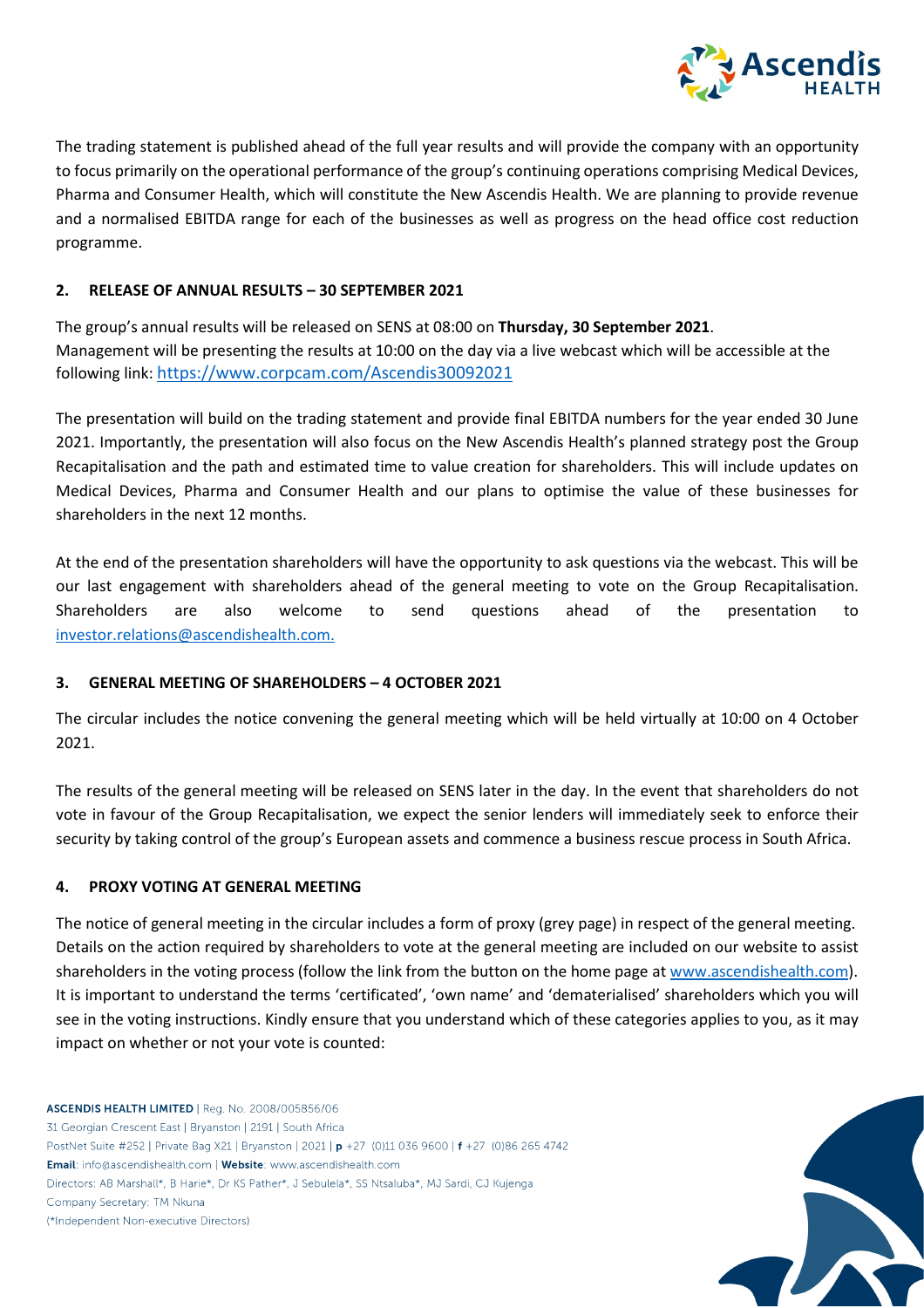The trading statement is published ahead of the full year results and will provide the company with an opportunity to focus primarily on the operational performance of the group's continuing operations comprising Medical Devices, Pharma and Consumer Health, which will constitute the New Ascendis Health. We are planning to provide revenue and a normalised EBITDA range for each of the businesses as well as progress on the head office cost reduction programme.

## 2. RELEASE OF ANNUAL RESULTS – 30 SEPTEMBER 2021

The group's annual results will be released on SENS at 08:00 on **Thursday, 30 September 2021**.
Management will be presenting the results at 10:00 on the day via a live webcast which will be accessible at the following link: https://www.corpcam.com/Ascendis30092021

The presentation will build on the trading statement and provide final EBITDA numbers for the year ended 30 June 2021. Importantly, the presentation will also focus on the New Ascendis Health's planned strategy post the Group Recapitalisation and the path and estimated time to value creation for shareholders. This will include updates on Medical Devices, Pharma and Consumer Health and our plans to optimise the value of these businesses for shareholders in the next 12 months.

At the end of the presentation shareholders will have the opportunity to ask questions via the webcast. This will be our last engagement with shareholders ahead of the general meeting to vote on the Group Recapitalisation. Shareholders are also welcome to send questions ahead of the presentation to investor.relations@ascendishealth.com.

## 3. GENERAL MEETING OF SHAREHOLDERS – 4 OCTOBER 2021

The circular includes the notice convening the general meeting which will be held virtually at 10:00 on 4 October 2021.

The results of the general meeting will be released on SENS later in the day. In the event that shareholders do not vote in favour of the Group Recapitalisation, we expect the senior lenders will immediately seek to enforce their security by taking control of the group's European assets and commence a business rescue process in South Africa.

## 4. PROXY VOTING AT GENERAL MEETING

The notice of general meeting in the circular includes a form of proxy (grey page) in respect of the general meeting. Details on the action required by shareholders to vote at the general meeting are included on our website to assist shareholders in the voting process (follow the link from the button on the home page at www.ascendishealth.com). It is important to understand the terms 'certificated', 'own name' and 'dematerialised' shareholders which you will see in the voting instructions. Kindly ensure that you understand which of these categories applies to you, as it may impact on whether or not your vote is counted: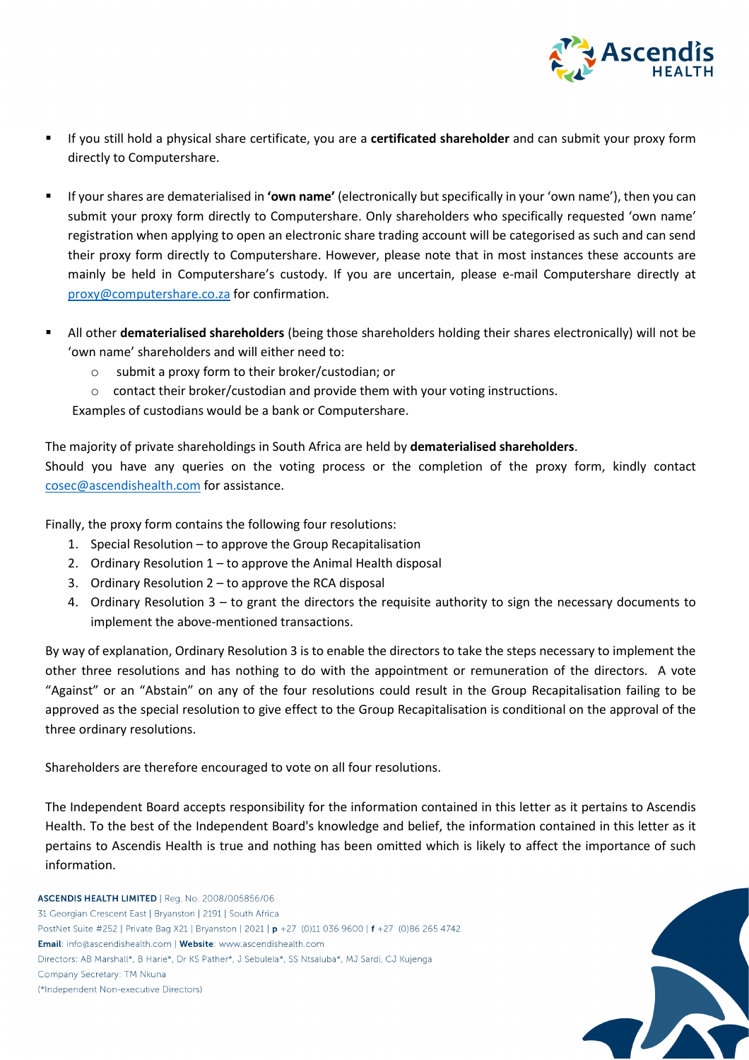- If you still hold a physical share certificate, you are a **certificated shareholder** and can submit your proxy form directly to Computershare.

- If your shares are dematerialised in **'own name'** (electronically but specifically in your 'own name'), then you can submit your proxy form directly to Computershare. Only shareholders who specifically requested 'own name' registration when applying to open an electronic share trading account will be categorised as such and can send their proxy form directly to Computershare. However, please note that in most instances these accounts are mainly be held in Computershare's custody. If you are uncertain, please e-mail Computershare directly at proxy@computershare.co.za for confirmation.

- All other **dematerialised shareholders** (being those shareholders holding their shares electronically) will not be 'own name' shareholders and will either need to:
  - submit a proxy form to their broker/custodian; or
  - contact their broker/custodian and provide them with your voting instructions.

  Examples of custodians would be a bank or Computershare.

The majority of private shareholdings in South Africa are held by **dematerialised shareholders**.
Should you have any queries on the voting process or the completion of the proxy form, kindly contact cosec@ascendishealth.com for assistance.

Finally, the proxy form contains the following four resolutions:

1. Special Resolution – to approve the Group Recapitalisation
2. Ordinary Resolution 1 – to approve the Animal Health disposal
3. Ordinary Resolution 2 – to approve the RCA disposal
4. Ordinary Resolution 3 – to grant the directors the requisite authority to sign the necessary documents to implement the above-mentioned transactions.

By way of explanation, Ordinary Resolution 3 is to enable the directors to take the steps necessary to implement the other three resolutions and has nothing to do with the appointment or remuneration of the directors. A vote "Against" or an "Abstain" on any of the four resolutions could result in the Group Recapitalisation failing to be approved as the special resolution to give effect to the Group Recapitalisation is conditional on the approval of the three ordinary resolutions.

Shareholders are therefore encouraged to vote on all four resolutions.

The Independent Board accepts responsibility for the information contained in this letter as it pertains to Ascendis Health. To the best of the Independent Board's knowledge and belief, the information contained in this letter as it pertains to Ascendis Health is true and nothing has been omitted which is likely to affect the importance of such information.

**ASCENDIS HEALTH LIMITED** | Reg. No. 2008/005856/06
31 Georgian Crescent East | Bryanston | 2191 | South Africa
PostNet Suite #252 | Private Bag X21 | Bryanston | 2021 | **p** +27 (0)11 036 9600 | **f** +27 (0)86 265 4742
**Email**: info@ascendishealth.com | **Website**: www.ascendishealth.com
Directors: AB Marshall*, B Harie*, Dr KS Pather*, J Sebulela*, SS Ntsaluba*, MJ Sardi, CJ Kujenga
Company Secretary: TM Nkuna
(*Independent Non-executive Directors)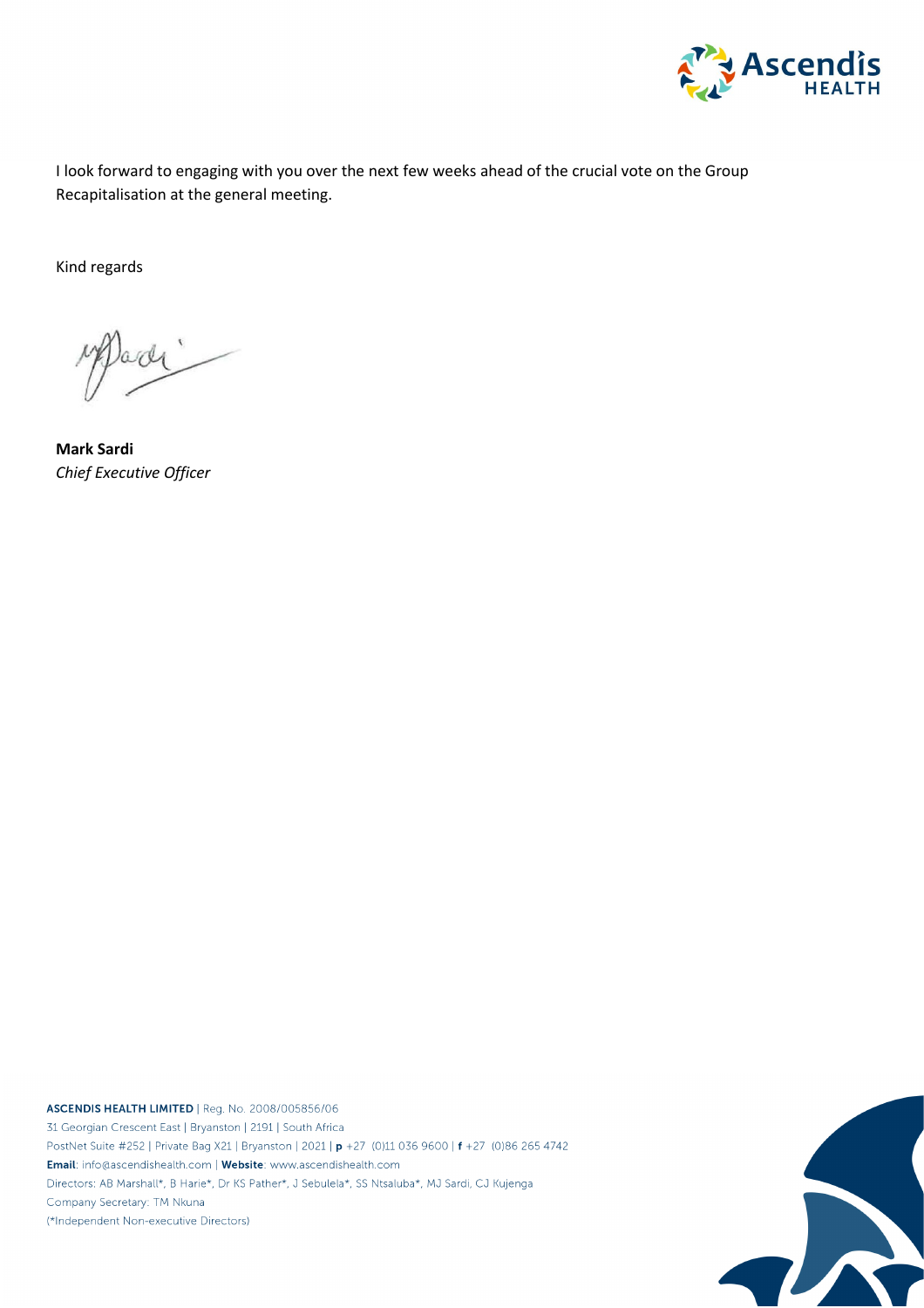I look forward to engaging with you over the next few weeks ahead of the crucial vote on the Group Recapitalisation at the general meeting.

Kind regards

**Mark Sardi**
*Chief Executive Officer*

**ASCENDIS HEALTH LIMITED** | Reg. No. 2008/005856/06
31 Georgian Crescent East | Bryanston | 2191 | South Africa
PostNet Suite #252 | Private Bag X21 | Bryanston | 2021 | **p** +27 (0)11 036 9600 | **f** +27 (0)86 265 4742
**Email**: info@ascendishealth.com | **Website**: www.ascendishealth.com
Directors: AB Marshall*, B Harie*, Dr KS Pather*, J Sebulela*, SS Ntsaluba*, MJ Sardi, CJ Kujenga
Company Secretary: TM Nkuna
(*Independent Non-executive Directors)